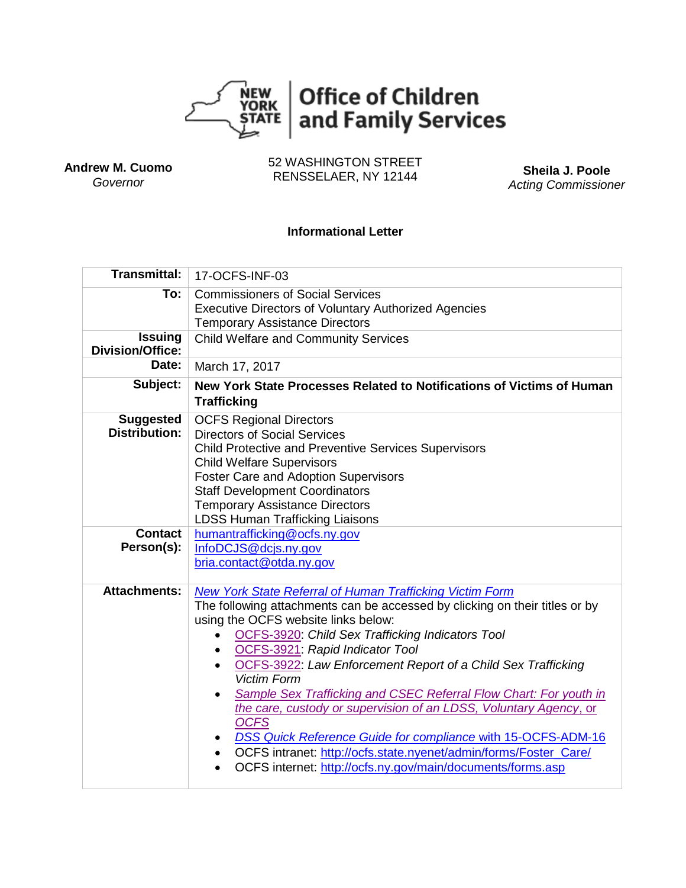New York State Office of Children and Family Services

**Andrew M. Cuomo**
*Governor*

52 WASHINGTON STREET
RENSSELAER, NY 12144

**Sheila J. Poole**
*Acting Commissioner*

**Informational Letter**

| | |
|---|---|
| **Transmittal:** | 17-OCFS-INF-03 |
| **To:** | Commissioners of Social Services<br>Executive Directors of Voluntary Authorized Agencies<br>Temporary Assistance Directors |
| **Issuing Division/Office:** | Child Welfare and Community Services |
| **Date:** | March 17, 2017 |
| **Subject:** | **New York State Processes Related to Notifications of Victims of Human Trafficking** |
| **Suggested Distribution:** | OCFS Regional Directors<br>Directors of Social Services<br>Child Protective and Preventive Services Supervisors<br>Child Welfare Supervisors<br>Foster Care and Adoption Supervisors<br>Staff Development Coordinators<br>Temporary Assistance Directors<br>LDSS Human Trafficking Liaisons |
| **Contact Person(s):** | humantrafficking@ocfs.ny.gov<br>InfoDCJS@dcjs.ny.gov<br>bria.contact@otda.ny.gov |
| **Attachments:** | *New York State Referral of Human Trafficking Victim Form*<br>The following attachments can be accessed by clicking on their titles or by using the OCFS website links below:<br>• OCFS-3920: *Child Sex Trafficking Indicators Tool*<br>• OCFS-3921: *Rapid Indicator Tool*<br>• OCFS-3922: *Law Enforcement Report of a Child Sex Trafficking Victim Form*<br>• *Sample Sex Trafficking and CSEC Referral Flow Chart: For youth in the care, custody or supervision of an LDSS, Voluntary Agency*, or *OCFS*<br>• *DSS Quick Reference Guide for compliance* with 15-OCFS-ADM-16<br>• OCFS intranet: http://ocfs.state.nyenet/admin/forms/Foster_Care/<br>• OCFS internet: http://ocfs.ny.gov/main/documents/forms.asp |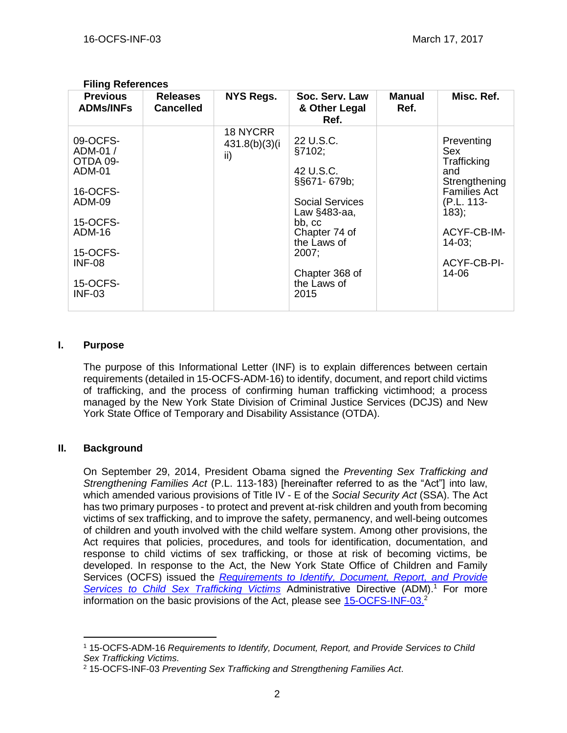**Filing References**

| Previous ADMs/INFs | Releases Cancelled | NYS Regs. | Soc. Serv. Law & Other Legal Ref. | Manual Ref. | Misc. Ref. |
|---|---|---|---|---|---|
| 09-OCFS-ADM-01 / OTDA 09-ADM-01<br><br>16-OCFS-ADM-09<br><br>15-OCFS-ADM-16<br><br>15-OCFS-INF-08<br><br>15-OCFS-INF-03 | | 18 NYCRR 431.8(b)(3)(iii) | 22 U.S.C. §7102;<br><br>42 U.S.C. §§671- 679b;<br><br>Social Services Law §483-aa, bb, cc Chapter 74 of the Laws of 2007;<br><br>Chapter 368 of the Laws of 2015 | | Preventing Sex Trafficking and Strengthening Families Act (P.L. 113-183);<br><br>ACYF-CB-IM-14-03;<br><br>ACYF-CB-PI-14-06 |

## I. Purpose

The purpose of this Informational Letter (INF) is to explain differences between certain requirements (detailed in 15-OCFS-ADM-16) to identify, document, and report child victims of trafficking, and the process of confirming human trafficking victimhood; a process managed by the New York State Division of Criminal Justice Services (DCJS) and New York State Office of Temporary and Disability Assistance (OTDA).

## II. Background

On September 29, 2014, President Obama signed the *Preventing Sex Trafficking and Strengthening Families Act* (P.L. 113-183) [hereinafter referred to as the "Act"] into law, which amended various provisions of Title IV - E of the *Social Security Act* (SSA). The Act has two primary purposes - to protect and prevent at-risk children and youth from becoming victims of sex trafficking, and to improve the safety, permanency, and well-being outcomes of children and youth involved with the child welfare system. Among other provisions, the Act requires that policies, procedures, and tools for identification, documentation, and response to child victims of sex trafficking, or those at risk of becoming victims, be developed. In response to the Act, the New York State Office of Children and Family Services (OCFS) issued the *Requirements to Identify, Document, Report, and Provide Services to Child Sex Trafficking Victims* Administrative Directive (ADM).[1] For more information on the basic provisions of the Act, please see 15-OCFS-INF-03.[2]

---

[1] 15-OCFS-ADM-16 *Requirements to Identify, Document, Report, and Provide Services to Child Sex Trafficking Victims.*

[2] 15-OCFS-INF-03 *Preventing Sex Trafficking and Strengthening Families Act.*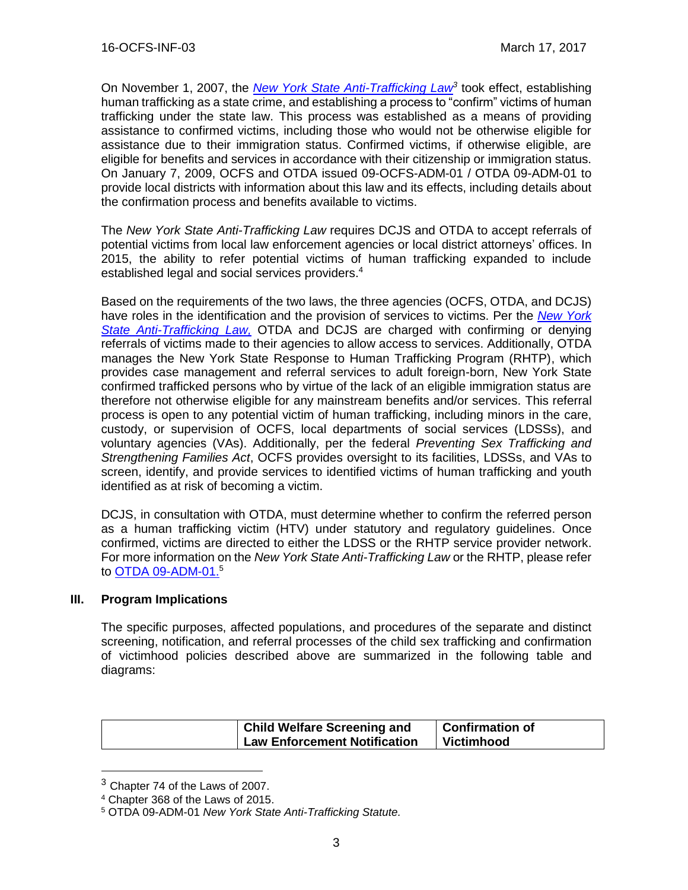On November 1, 2007, the *New York State Anti-Trafficking Law*[3] took effect, establishing human trafficking as a state crime, and establishing a process to "confirm" victims of human trafficking under the state law. This process was established as a means of providing assistance to confirmed victims, including those who would not be otherwise eligible for assistance due to their immigration status. Confirmed victims, if otherwise eligible, are eligible for benefits and services in accordance with their citizenship or immigration status. On January 7, 2009, OCFS and OTDA issued 09-OCFS-ADM-01 / OTDA 09-ADM-01 to provide local districts with information about this law and its effects, including details about the confirmation process and benefits available to victims.

The *New York State Anti-Trafficking Law* requires DCJS and OTDA to accept referrals of potential victims from local law enforcement agencies or local district attorneys' offices. In 2015, the ability to refer potential victims of human trafficking expanded to include established legal and social services providers.[4]

Based on the requirements of the two laws, the three agencies (OCFS, OTDA, and DCJS) have roles in the identification and the provision of services to victims. Per the *New York State Anti-Trafficking Law,* OTDA and DCJS are charged with confirming or denying referrals of victims made to their agencies to allow access to services. Additionally, OTDA manages the New York State Response to Human Trafficking Program (RHTP), which provides case management and referral services to adult foreign-born, New York State confirmed trafficked persons who by virtue of the lack of an eligible immigration status are therefore not otherwise eligible for any mainstream benefits and/or services. This referral process is open to any potential victim of human trafficking, including minors in the care, custody, or supervision of OCFS, local departments of social services (LDSSs), and voluntary agencies (VAs). Additionally, per the federal *Preventing Sex Trafficking and Strengthening Families Act*, OCFS provides oversight to its facilities, LDSSs, and VAs to screen, identify, and provide services to identified victims of human trafficking and youth identified as at risk of becoming a victim.

DCJS, in consultation with OTDA, must determine whether to confirm the referred person as a human trafficking victim (HTV) under statutory and regulatory guidelines. Once confirmed, victims are directed to either the LDSS or the RHTP service provider network. For more information on the *New York State Anti-Trafficking Law* or the RHTP, please refer to OTDA 09-ADM-01.[5]

## III. Program Implications

The specific purposes, affected populations, and procedures of the separate and distinct screening, notification, and referral processes of the child sex trafficking and confirmation of victimhood policies described above are summarized in the following table and diagrams:

| | **Child Welfare Screening and Law Enforcement Notification** | **Confirmation of Victimhood** |
|---|---|---|

[3] Chapter 74 of the Laws of 2007.
[4] Chapter 368 of the Laws of 2015.
[5] OTDA 09-ADM-01 *New York State Anti-Trafficking Statute.*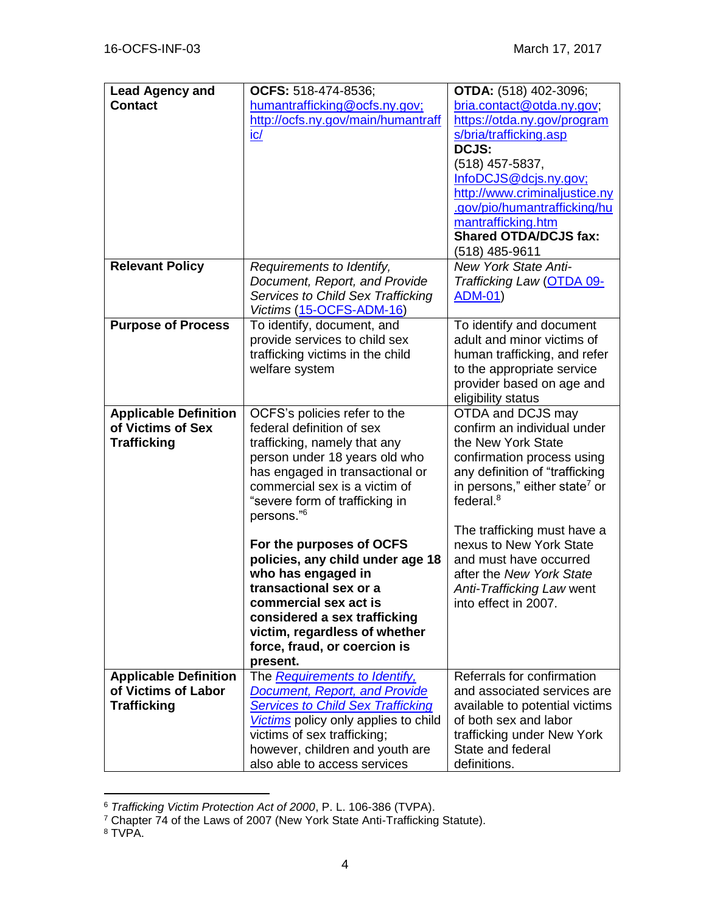| **Lead Agency and Contact** | **OCFS:** 518-474-8536; humantrafficking@ocfs.ny.gov; http://ocfs.ny.gov/main/humantrafficking/ | **OTDA:** (518) 402-3096; bria.contact@otda.ny.gov; https://otda.ny.gov/programs/bria/trafficking.asp **DCJS:** (518) 457-5837, InfoDCJS@dcjs.ny.gov; http://www.criminaljustice.ny.gov/pio/humantrafficking/humantrafficking.htm **Shared OTDA/DCJS fax:** (518) 485-9611 |
|---|---|---|
| **Relevant Policy** | *Requirements to Identify, Document, Report, and Provide Services to Child Sex Trafficking Victims* (15-OCFS-ADM-16) | *New York State Anti-Trafficking Law* (OTDA 09-ADM-01) |
| **Purpose of Process** | To identify, document, and provide services to child sex trafficking victims in the child welfare system | To identify and document adult and minor victims of human trafficking, and refer to the appropriate service provider based on age and eligibility status |
| **Applicable Definition of Victims of Sex Trafficking** | OCFS's policies refer to the federal definition of sex trafficking, namely that any person under 18 years old who has engaged in transactional or commercial sex is a victim of "severe form of trafficking in persons."[6] **For the purposes of OCFS policies, any child under age 18 who has engaged in transactional sex or a commercial sex act is considered a sex trafficking victim, regardless of whether force, fraud, or coercion is present.** | OTDA and DCJS may confirm an individual under the New York State confirmation process using any definition of "trafficking in persons," either state[7] or federal.[8] The trafficking must have a nexus to New York State and must have occurred after the *New York State Anti-Trafficking Law* went into effect in 2007. |
| **Applicable Definition of Victims of Labor Trafficking** | The *Requirements to Identify, Document, Report, and Provide Services to Child Sex Trafficking Victims* policy only applies to child victims of sex trafficking; however, children and youth are also able to access services | Referrals for confirmation and associated services are available to potential victims of both sex and labor trafficking under New York State and federal definitions. |

[6] *Trafficking Victim Protection Act of 2000*, P. L. 106-386 (TVPA).
[7] Chapter 74 of the Laws of 2007 (New York State Anti-Trafficking Statute).
[8] TVPA.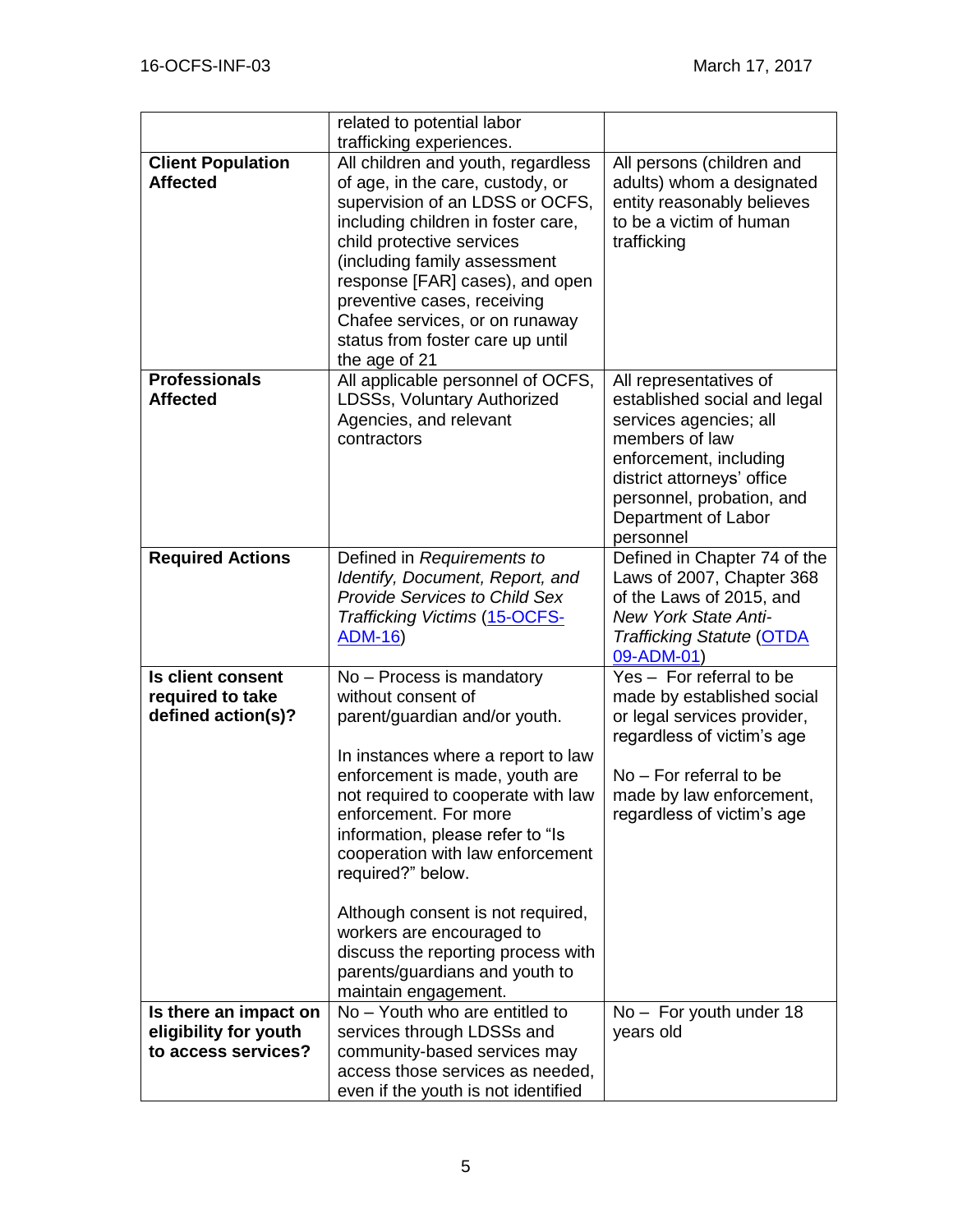| | | |
|---|---|---|
| | related to potential labor trafficking experiences. | |
| **Client Population Affected** | All children and youth, regardless of age, in the care, custody, or supervision of an LDSS or OCFS, including children in foster care, child protective services (including family assessment response [FAR] cases), and open preventive cases, receiving Chafee services, or on runaway status from foster care up until the age of 21 | All persons (children and adults) whom a designated entity reasonably believes to be a victim of human trafficking |
| **Professionals Affected** | All applicable personnel of OCFS, LDSSs, Voluntary Authorized Agencies, and relevant contractors | All representatives of established social and legal services agencies; all members of law enforcement, including district attorneys' office personnel, probation, and Department of Labor personnel |
| **Required Actions** | Defined in *Requirements to Identify, Document, Report, and Provide Services to Child Sex Trafficking Victims* (15-OCFS-ADM-16) | Defined in Chapter 74 of the Laws of 2007, Chapter 368 of the Laws of 2015, and *New York State Anti-Trafficking Statute* (OTDA 09-ADM-01) |
| **Is client consent required to take defined action(s)?** | No – Process is mandatory without consent of parent/guardian and/or youth.<br><br>In instances where a report to law enforcement is made, youth are not required to cooperate with law enforcement. For more information, please refer to "Is cooperation with law enforcement required?" below.<br><br>Although consent is not required, workers are encouraged to discuss the reporting process with parents/guardians and youth to maintain engagement. | Yes – For referral to be made by established social or legal services provider, regardless of victim's age<br><br>No – For referral to be made by law enforcement, regardless of victim's age |
| **Is there an impact on eligibility for youth to access services?** | No – Youth who are entitled to services through LDSSs and community-based services may access those services as needed, even if the youth is not identified | No – For youth under 18 years old |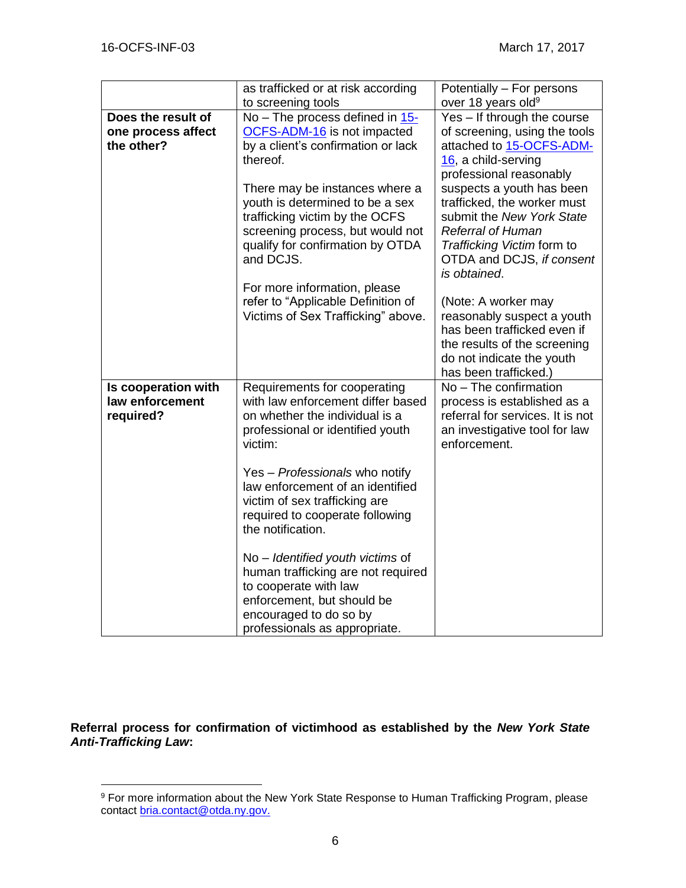| | | |
|---|---|---|
| | as trafficked or at risk according to screening tools | Potentially – For persons over 18 years old[9] |
| **Does the result of one process affect the other?** | No – The process defined in 15-OCFS-ADM-16 is not impacted by a client's confirmation or lack thereof.<br><br>There may be instances where a youth is determined to be a sex trafficking victim by the OCFS screening process, but would not qualify for confirmation by OTDA and DCJS.<br><br>For more information, please refer to "Applicable Definition of Victims of Sex Trafficking" above. | Yes – If through the course of screening, using the tools attached to 15-OCFS-ADM-16, a child-serving professional reasonably suspects a youth has been trafficked, the worker must submit the *New York State Referral of Human Trafficking Victim* form to OTDA and DCJS, *if consent is obtained*.<br><br>(Note: A worker may reasonably suspect a youth has been trafficked even if the results of the screening do not indicate the youth has been trafficked.) |
| **Is cooperation with law enforcement required?** | Requirements for cooperating with law enforcement differ based on whether the individual is a professional or identified youth victim:<br><br>Yes – *Professionals* who notify law enforcement of an identified victim of sex trafficking are required to cooperate following the notification.<br><br>No – *Identified youth victims* of human trafficking are not required to cooperate with law enforcement, but should be encouraged to do so by professionals as appropriate. | No – The confirmation process is established as a referral for services. It is not an investigative tool for law enforcement. |

**Referral process for confirmation of victimhood as established by the *New York State Anti-Trafficking Law*:**

[9] For more information about the New York State Response to Human Trafficking Program, please contact bria.contact@otda.ny.gov.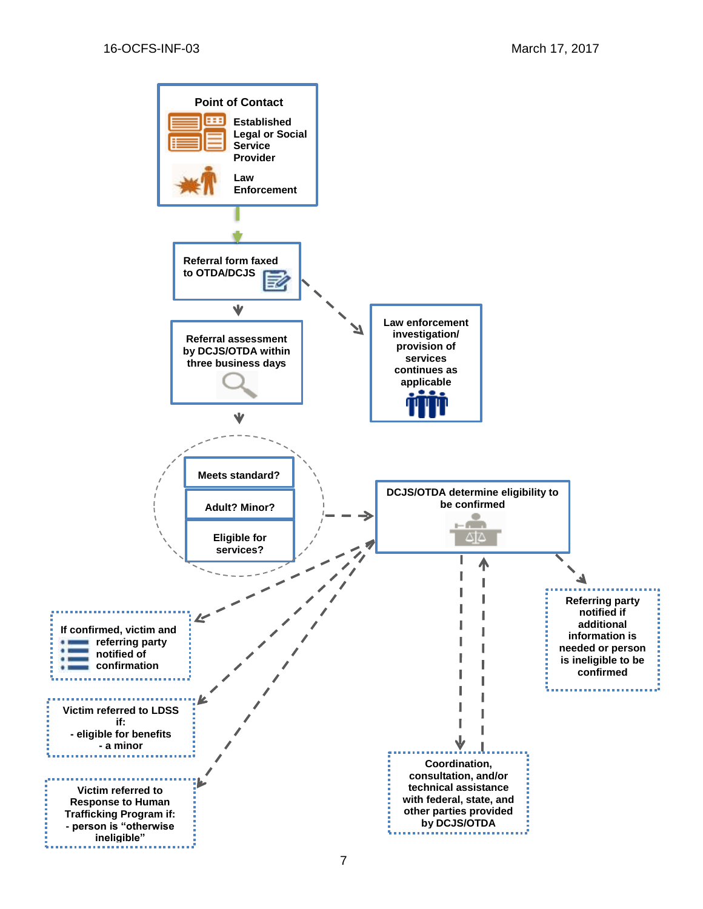**Point of Contact**

- Established Legal or Social Service Provider
- Law Enforcement

↓

**Referral form faxed to OTDA/DCJS**

↓ (also → **Law enforcement investigation/ provision of services continues as applicable**)

**Referral assessment by DCJS/OTDA within three business days**

↓

- **Meets standard?**
- **Adult? Minor?**
- **Eligible for services?**

→

**DCJS/OTDA determine eligibility to be confirmed**

→ **Referring party notified if additional information is needed or person is ineligible to be confirmed**

↔ **Coordination, consultation, and/or technical assistance with federal, state, and other parties provided by DCJS/OTDA**

→ **If confirmed, victim and referring party notified of confirmation**

→ **Victim referred to LDSS if:**
- **eligible for benefits**
- **a minor**

→ **Victim referred to Response to Human Trafficking Program if:**
- **person is "otherwise ineligible"**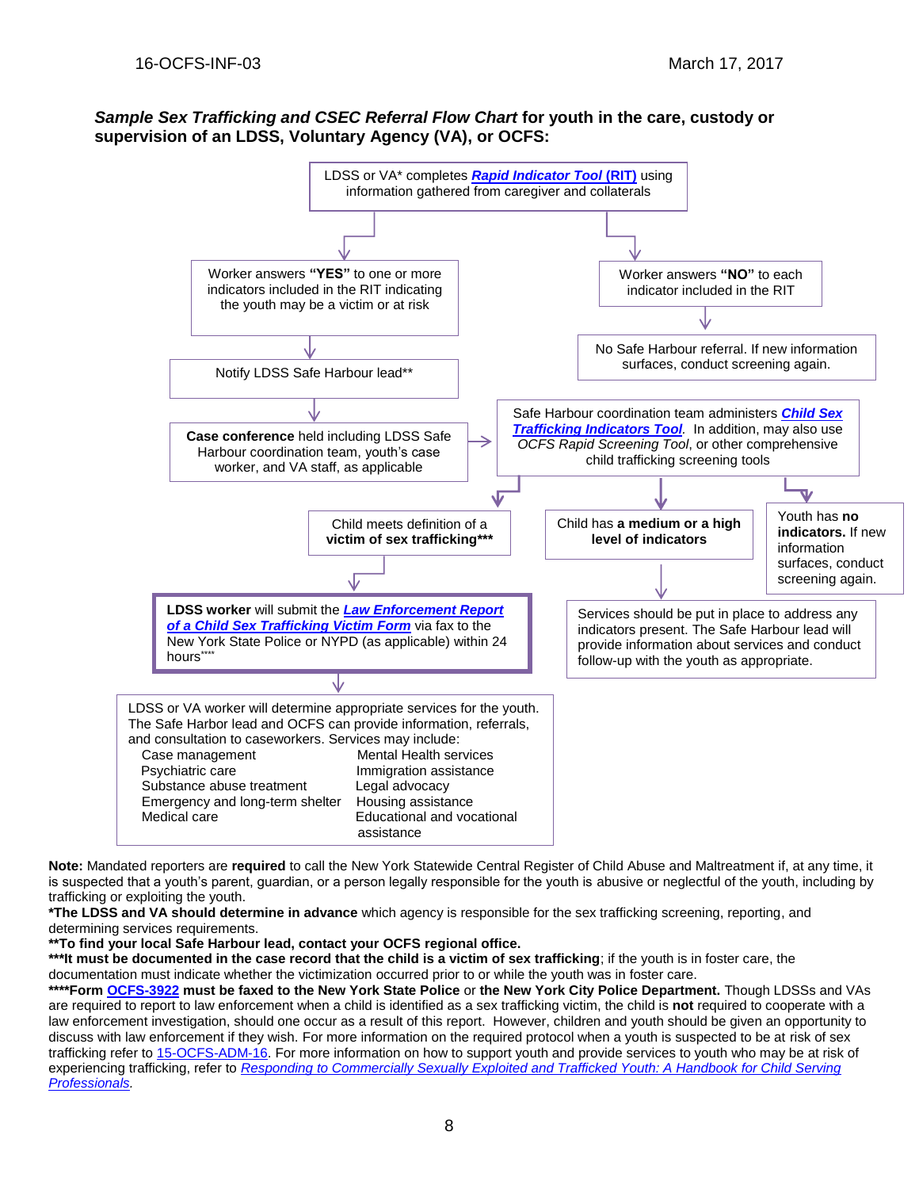***Sample Sex Trafficking and CSEC Referral Flow Chart*** **for youth in the care, custody or supervision of an LDSS, Voluntary Agency (VA), or OCFS:**

LDSS or VA* completes ***Rapid Indicator Tool* (RIT)** using information gathered from caregiver and collaterals

**Path 1:**

- Worker answers **"YES"** to one or more indicators included in the RIT indicating the youth may be a victim or at risk
- Notify LDSS Safe Harbour lead**
- **Case conference** held including LDSS Safe Harbour coordination team, youth's case worker, and VA staff, as applicable
- Safe Harbour coordination team administers ***Child Sex Trafficking Indicators Tool***. In addition, may also use *OCFS Rapid Screening Tool*, or other comprehensive child trafficking screening tools
  - Child meets definition of a **victim of sex trafficking*****
    - **LDSS worker** will submit the ***Law Enforcement Report of a Child Sex Trafficking Victim Form*** via fax to the New York State Police or NYPD (as applicable) within 24 hours****
    - LDSS or VA worker will determine appropriate services for the youth. The Safe Harbor lead and OCFS can provide information, referrals, and consultation to caseworkers. Services may include:
      - Case management
      - Psychiatric care
      - Substance abuse treatment
      - Emergency and long-term shelter
      - Medical care
      - Mental Health services
      - Immigration assistance
      - Legal advocacy
      - Housing assistance
      - Educational and vocational assistance
  - Child has **a medium or a high level of indicators**
    - Services should be put in place to address any indicators present. The Safe Harbour lead will provide information about services and conduct follow-up with the youth as appropriate.
  - Youth has **no indicators.** If new information surfaces, conduct screening again.

**Path 2:**

- Worker answers **"NO"** to each indicator included in the RIT
- No Safe Harbour referral. If new information surfaces, conduct screening again.

**Note:** Mandated reporters are **required** to call the New York Statewide Central Register of Child Abuse and Maltreatment if, at any time, it is suspected that a youth's parent, guardian, or a person legally responsible for the youth is abusive or neglectful of the youth, including by trafficking or exploiting the youth.

***The LDSS and VA should determine in advance** which agency is responsible for the sex trafficking screening, reporting, and determining services requirements.

****To find your local Safe Harbour lead, contact your OCFS regional office.**

*****It must be documented in the case record that the child is a victim of sex trafficking**; if the youth is in foster care, the documentation must indicate whether the victimization occurred prior to or while the youth was in foster care.

******Form OCFS-3922 must be faxed to the New York State Police** or **the New York City Police Department.** Though LDSSs and VAs are required to report to law enforcement when a child is identified as a sex trafficking victim, the child is **not** required to cooperate with a law enforcement investigation, should one occur as a result of this report. However, children and youth should be given an opportunity to discuss with law enforcement if they wish. For more information on the required protocol when a youth is suspected to be at risk of sex trafficking refer to 15-OCFS-ADM-16. For more information on how to support youth and provide services to youth who may be at risk of experiencing trafficking, refer to *Responding to Commercially Sexually Exploited and Trafficked Youth: A Handbook for Child Serving Professionals*.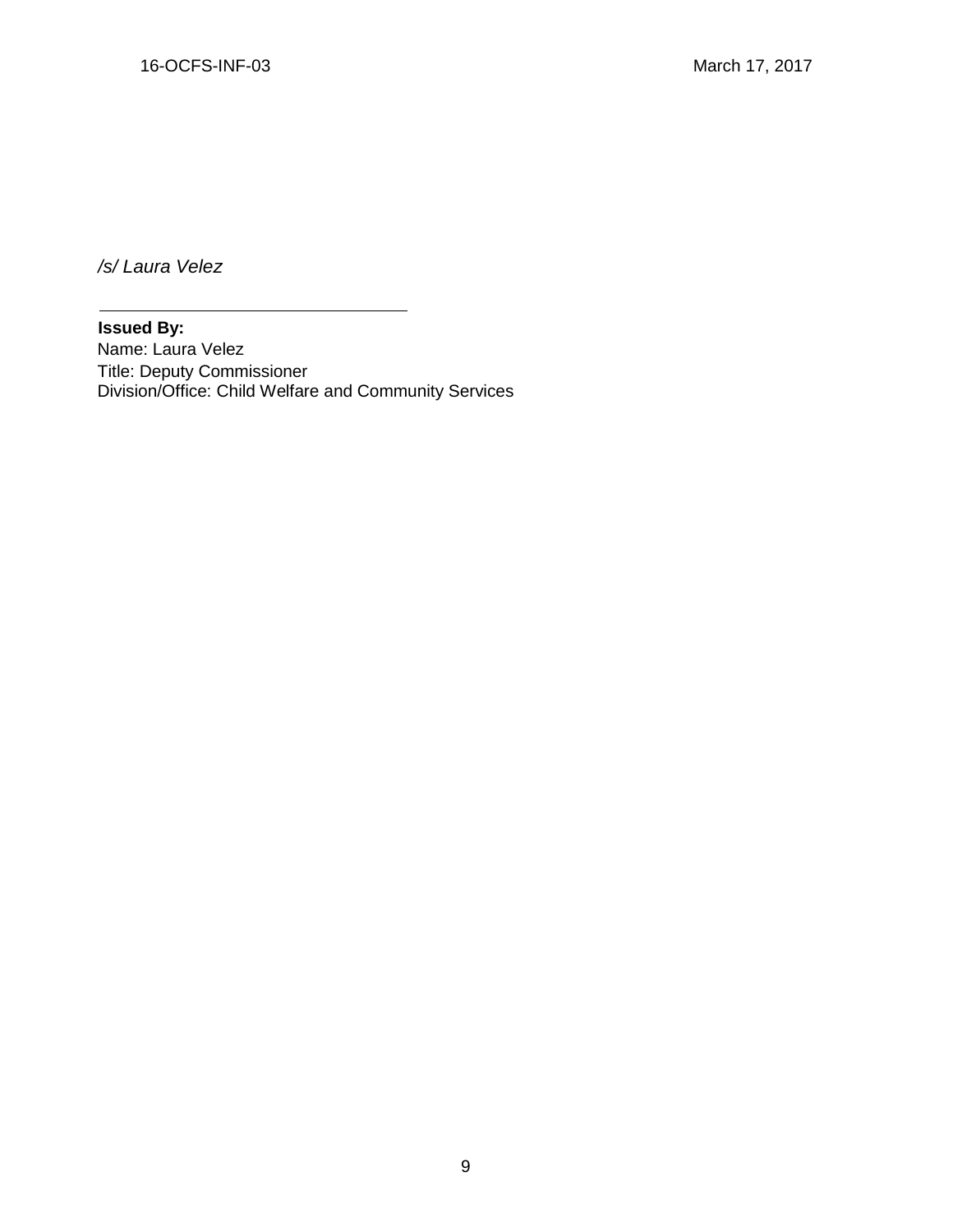*/s/ Laura Velez*

---

**Issued By:**
Name: Laura Velez
Title: Deputy Commissioner
Division/Office: Child Welfare and Community Services